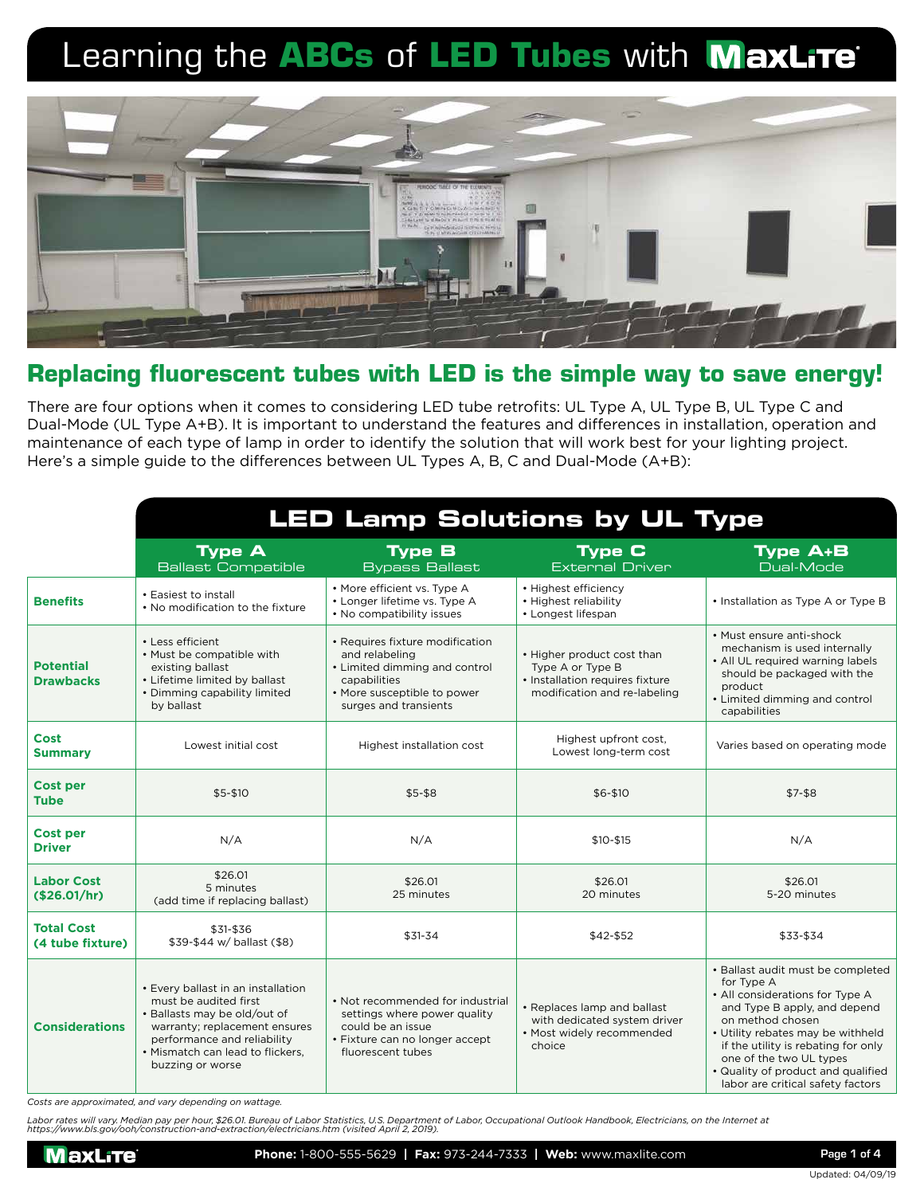# Learning the ABCs of LED Tubes with MaxLite

## Replacing fluorescent tubes with LED is the simple way to save energy!

There are four options when it comes to considering LED tube retrofits: UL Type A, UL Type B, UL Type C and Dual-Mode (UL Type A+B). It is important to understand the features and differences in installation, operation and maintenance of each type of lamp in order to identify the solution that will work best for your lighting project. Here's a simple guide to the differences between UL Types A, B, C and Dual-Mode (A+B):

### LED Lamp Solutions by UL Type

| | Type A Ballast Compatible | Type B Bypass Ballast | Type C External Driver | Type A+B Dual-Mode |
|---|---|---|---|---|
| **Benefits** | • Easiest to install<br>• No modification to the fixture | • More efficient vs. Type A<br>• Longer lifetime vs. Type A<br>• No compatibility issues | • Highest efficiency<br>• Highest reliability<br>• Longest lifespan | • Installation as Type A or Type B |
| **Potential Drawbacks** | • Less efficient<br>• Must be compatible with existing ballast<br>• Lifetime limited by ballast<br>• Dimming capability limited by ballast | • Requires fixture modification and relabeling<br>• Limited dimming and control capabilities<br>• More susceptible to power surges and transients | • Higher product cost than Type A or Type B<br>• Installation requires fixture modification and re-labeling | • Must ensure anti-shock mechanism is used internally<br>• All UL required warning labels should be packaged with the product<br>• Limited dimming and control capabilities |
| **Cost Summary** | Lowest initial cost | Highest installation cost | Highest upfront cost, Lowest long-term cost | Varies based on operating mode |
| **Cost per Tube** | $5-$10 | $5-$8 | $6-$10 | $7-$8 |
| **Cost per Driver** | N/A | N/A | $10-$15 | N/A |
| **Labor Cost ($26.01/hr)** | $26.01<br>5 minutes<br>(add time if replacing ballast) | $26.01<br>25 minutes | $26.01<br>20 minutes | $26.01<br>5-20 minutes |
| **Total Cost (4 tube fixture)** | $31-$36<br>$39-$44 w/ ballast ($8) | $31-34 | $42-$52 | $33-$34 |
| **Considerations** | • Every ballast in an installation must be audited first<br>• Ballasts may be old/out of warranty; replacement ensures performance and reliability<br>• Mismatch can lead to flickers, buzzing or worse | • Not recommended for industrial settings where power quality could be an issue<br>• Fixture can no longer accept fluorescent tubes | • Replaces lamp and ballast with dedicated system driver<br>• Most widely recommended choice | • Ballast audit must be completed for Type A<br>• All considerations for Type A and Type B apply, and depend on method chosen<br>• Utility rebates may be withheld if the utility is rebating for only one of the two UL types<br>• Quality of product and qualified labor are critical safety factors |

*Costs are approximated, and vary depending on wattage.*

*Labor rates will vary. Median pay per hour, $26.01. Bureau of Labor Statistics, U.S. Department of Labor, Occupational Outlook Handbook, Electricians, on the Internet at https://www.bls.gov/ooh/construction-and-extraction/electricians.htm (visited April 2, 2019).*

MaxLite **Phone:** 1-800-555-5629 | **Fax:** 973-244-7333 | **Web:** www.maxlite.com

Updated: 04/09/19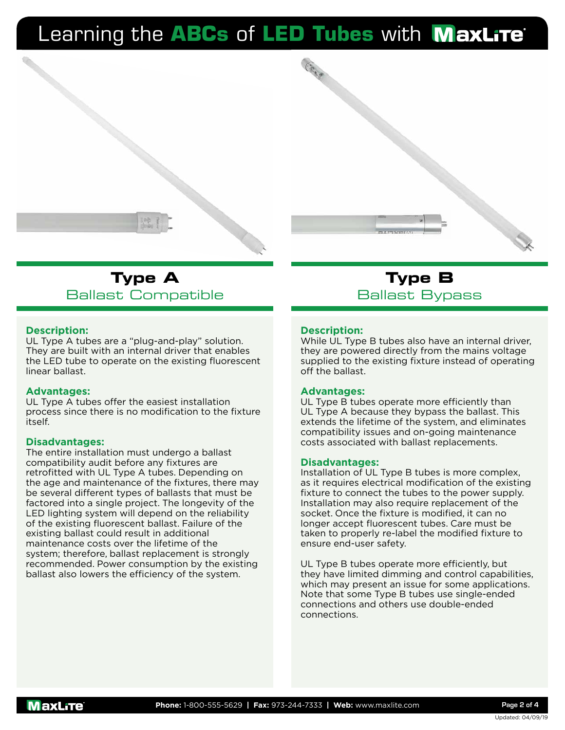# Learning the ABCs of LED Tubes with MaxLite

## Type A
### Ballast Compatible

**Description:**
UL Type A tubes are a "plug-and-play" solution. They are built with an internal driver that enables the LED tube to operate on the existing fluorescent linear ballast.

**Advantages:**
UL Type A tubes offer the easiest installation process since there is no modification to the fixture itself.

**Disadvantages:**
The entire installation must undergo a ballast compatibility audit before any fixtures are retrofitted with UL Type A tubes. Depending on the age and maintenance of the fixtures, there may be several different types of ballasts that must be factored into a single project. The longevity of the LED lighting system will depend on the reliability of the existing fluorescent ballast. Failure of the existing ballast could result in additional maintenance costs over the lifetime of the system; therefore, ballast replacement is strongly recommended. Power consumption by the existing ballast also lowers the efficiency of the system.

## Type B
### Ballast Bypass

**Description:**
While UL Type B tubes also have an internal driver, they are powered directly from the mains voltage supplied to the existing fixture instead of operating off the ballast.

**Advantages:**
UL Type B tubes operate more efficiently than UL Type A because they bypass the ballast. This extends the lifetime of the system, and eliminates compatibility issues and on-going maintenance costs associated with ballast replacements.

**Disadvantages:**
Installation of UL Type B tubes is more complex, as it requires electrical modification of the existing fixture to connect the tubes to the power supply. Installation may also require replacement of the socket. Once the fixture is modified, it can no longer accept fluorescent tubes. Care must be taken to properly re-label the modified fixture to ensure end-user safety.

UL Type B tubes operate more efficiently, but they have limited dimming and control capabilities, which may present an issue for some applications. Note that some Type B tubes use single-ended connections and others use double-ended connections.

MaxLite **Phone:** 1-800-555-5629 | **Fax:** 973-244-7333 | **Web:** www.maxlite.com

Updated: 04/09/19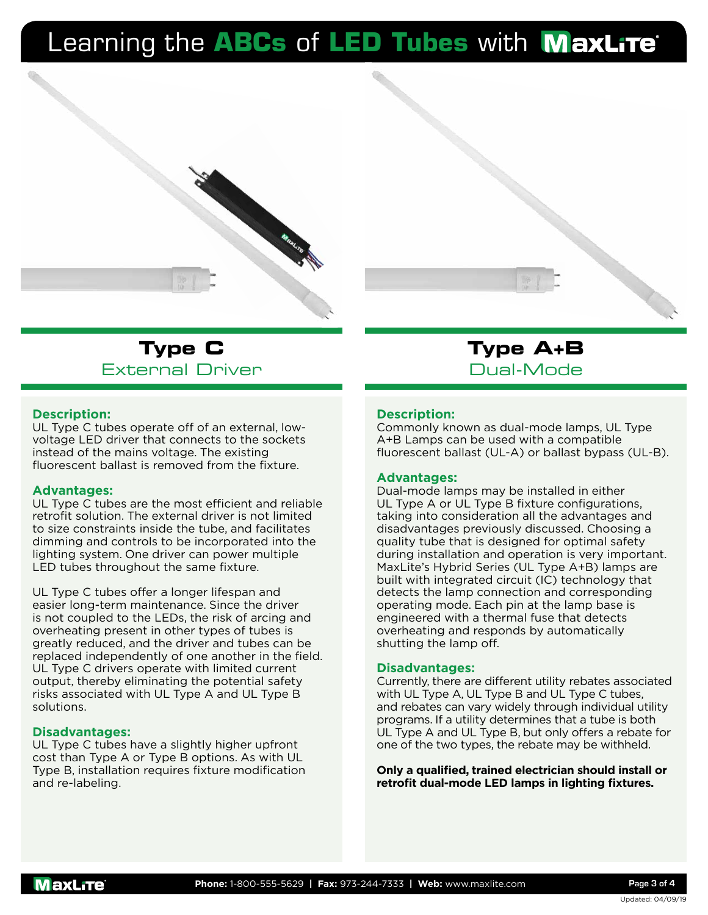# Learning the ABCs of LED Tubes with MaxLite

## Type C

External Driver

### Description:

UL Type C tubes operate off of an external, low-voltage LED driver that connects to the sockets instead of the mains voltage. The existing fluorescent ballast is removed from the fixture.

### Advantages:

UL Type C tubes are the most efficient and reliable retrofit solution. The external driver is not limited to size constraints inside the tube, and facilitates dimming and controls to be incorporated into the lighting system. One driver can power multiple LED tubes throughout the same fixture.

UL Type C tubes offer a longer lifespan and easier long-term maintenance. Since the driver is not coupled to the LEDs, the risk of arcing and overheating present in other types of tubes is greatly reduced, and the driver and tubes can be replaced independently of one another in the field. UL Type C drivers operate with limited current output, thereby eliminating the potential safety risks associated with UL Type A and UL Type B solutions.

### Disadvantages:

UL Type C tubes have a slightly higher upfront cost than Type A or Type B options. As with UL Type B, installation requires fixture modification and re-labeling.

## Type A+B

Dual-Mode

### Description:

Commonly known as dual-mode lamps, UL Type A+B Lamps can be used with a compatible fluorescent ballast (UL-A) or ballast bypass (UL-B).

### Advantages:

Dual-mode lamps may be installed in either UL Type A or UL Type B fixture configurations, taking into consideration all the advantages and disadvantages previously discussed. Choosing a quality tube that is designed for optimal safety during installation and operation is very important. MaxLite's Hybrid Series (UL Type A+B) lamps are built with integrated circuit (IC) technology that detects the lamp connection and corresponding operating mode. Each pin at the lamp base is engineered with a thermal fuse that detects overheating and responds by automatically shutting the lamp off.

### Disadvantages:

Currently, there are different utility rebates associated with UL Type A, UL Type B and UL Type C tubes, and rebates can vary widely through individual utility programs. If a utility determines that a tube is both UL Type A and UL Type B, but only offers a rebate for one of the two types, the rebate may be withheld.

**Only a qualified, trained electrician should install or retrofit dual-mode LED lamps in lighting fixtures.**

**Phone:** 1-800-555-5629 | **Fax:** 973-244-7333 | **Web:** www.maxlite.com

Updated: 04/09/19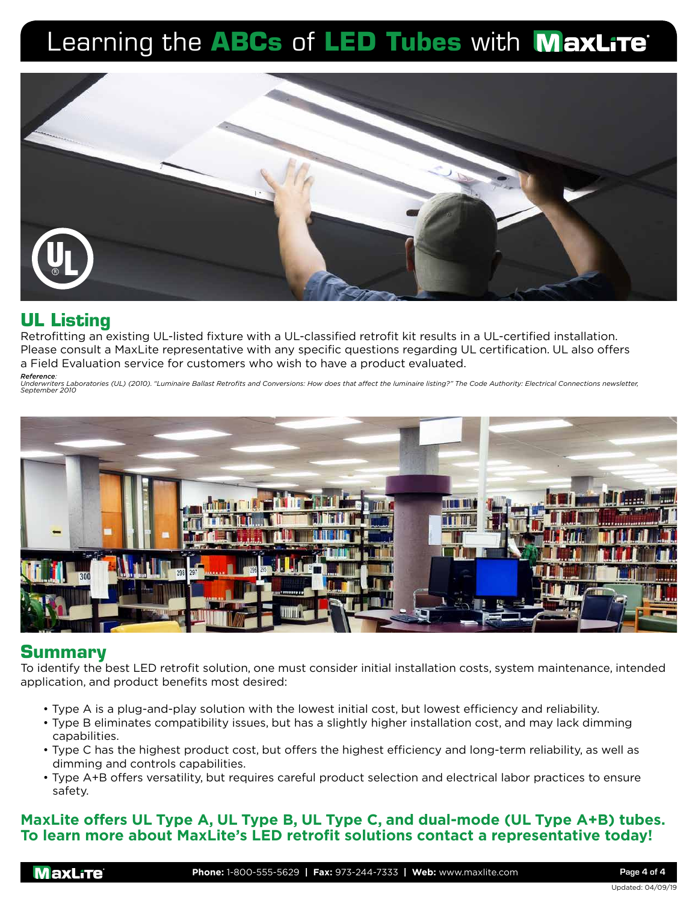# Learning the ABCs of LED Tubes with MaxLite

## UL Listing

Retrofitting an existing UL-listed fixture with a UL-classified retrofit kit results in a UL-certified installation. Please consult a MaxLite representative with any specific questions regarding UL certification. UL also offers a Field Evaluation service for customers who wish to have a product evaluated.

***Reference**:*
*Underwriters Laboratories (UL) (2010). "Luminaire Ballast Retrofits and Conversions: How does that affect the luminaire listing?" The Code Authority: Electrical Connections newsletter, September 2010*

## Summary

To identify the best LED retrofit solution, one must consider initial installation costs, system maintenance, intended application, and product benefits most desired:

- Type A is a plug-and-play solution with the lowest initial cost, but lowest efficiency and reliability.
- Type B eliminates compatibility issues, but has a slightly higher installation cost, and may lack dimming capabilities.
- Type C has the highest product cost, but offers the highest efficiency and long-term reliability, as well as dimming and controls capabilities.
- Type A+B offers versatility, but requires careful product selection and electrical labor practices to ensure safety.

**MaxLite offers UL Type A, UL Type B, UL Type C, and dual-mode (UL Type A+B) tubes. To learn more about MaxLite's LED retrofit solutions contact a representative today!**

**Phone:** 1-800-555-5629 | **Fax:** 973-244-7333 | **Web:** www.maxlite.com

Updated: 04/09/19